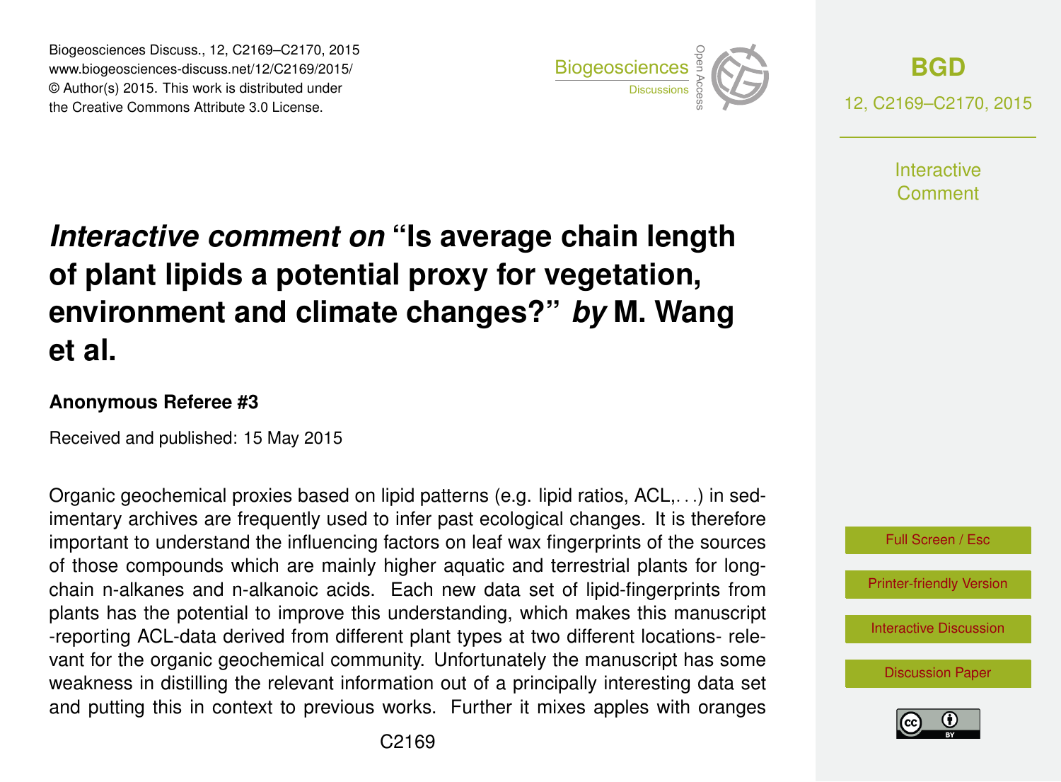# *Interactive comment on* "Is average chain length of plant lipids a potential proxy for vegetation, environment and climate changes?" *by* M. Wang et al.

**Anonymous Referee #3**

Received and published: 15 May 2015

Organic geochemical proxies based on lipid patterns (e.g. lipid ratios, ACL,. . .) in sedimentary archives are frequently used to infer past ecological changes. It is therefore important to understand the influencing factors on leaf wax fingerprints of the sources of those compounds which are mainly higher aquatic and terrestrial plants for long-chain n-alkanes and n-alkanoic acids. Each new data set of lipid-fingerprints from plants has the potential to improve this understanding, which makes this manuscript -reporting ACL-data derived from different plant types at two different locations- relevant for the organic geochemical community. Unfortunately the manuscript has some weakness in distilling the relevant information out of a principally interesting data set and putting this in context to previous works. Further it mixes apples with oranges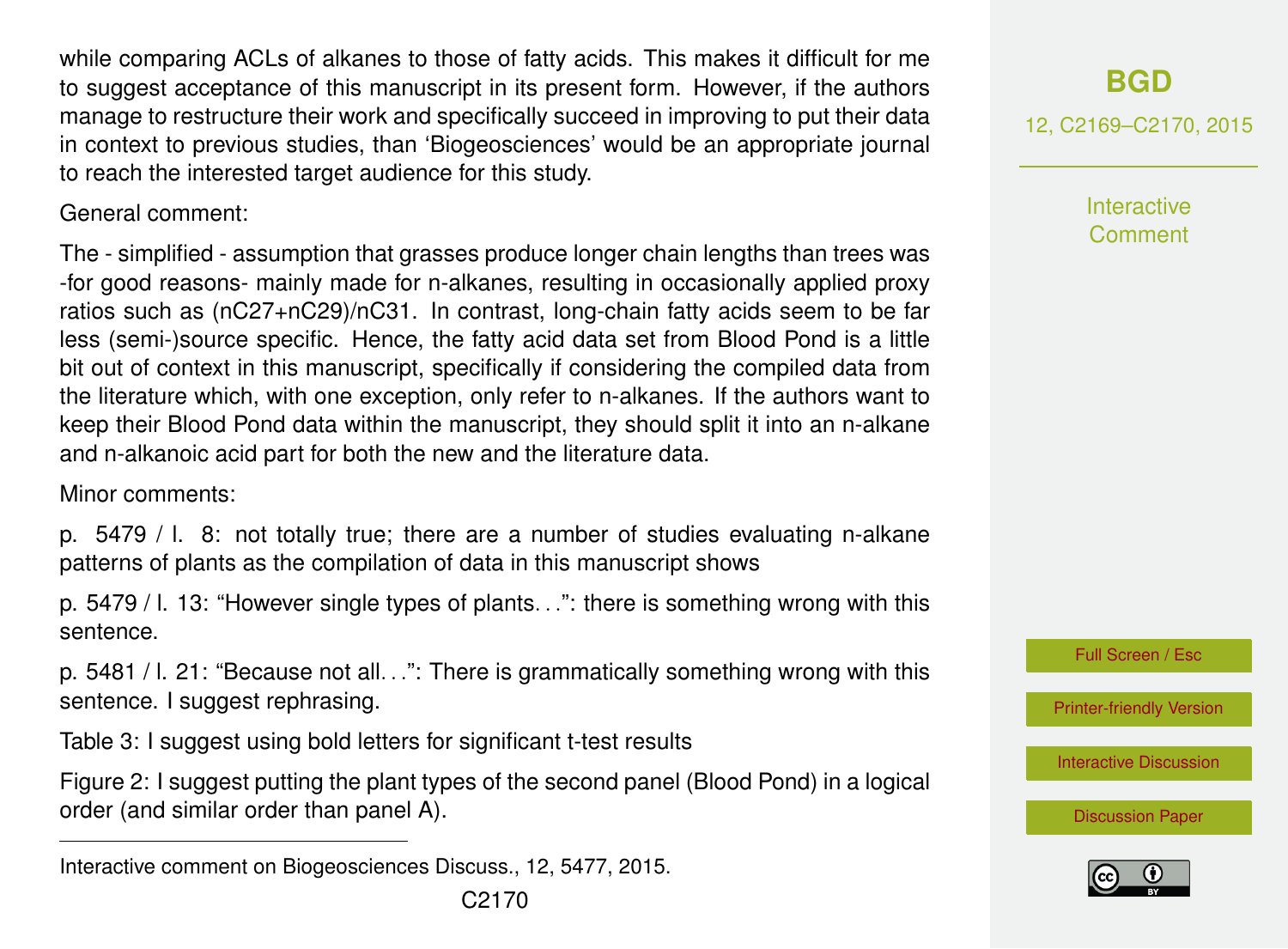while comparing ACLs of alkanes to those of fatty acids. This makes it difficult for me to suggest acceptance of this manuscript in its present form. However, if the authors manage to restructure their work and specifically succeed in improving to put their data in context to previous studies, than 'Biogeosciences' would be an appropriate journal to reach the interested target audience for this study.

General comment:

The - simplified - assumption that grasses produce longer chain lengths than trees was -for good reasons- mainly made for n-alkanes, resulting in occasionally applied proxy ratios such as $(nC27+nC29)/nC31$. In contrast, long-chain fatty acids seem to be far less (semi-)source specific. Hence, the fatty acid data set from Blood Pond is a little bit out of context in this manuscript, specifically if considering the compiled data from the literature which, with one exception, only refer to n-alkanes. If the authors want to keep their Blood Pond data within the manuscript, they should split it into an n-alkane and n-alkanoic acid part for both the new and the literature data.

Minor comments:

p. 5479 / l. 8: not totally true; there are a number of studies evaluating n-alkane patterns of plants as the compilation of data in this manuscript shows

p. 5479 / l. 13: "However single types of plants…": there is something wrong with this sentence.

p. 5481 / l. 21: "Because not all…": There is grammatically something wrong with this sentence. I suggest rephrasing.

Table 3: I suggest using bold letters for significant t-test results

Figure 2: I suggest putting the plant types of the second panel (Blood Pond) in a logical order (and similar order than panel A).

---

Interactive comment on Biogeosciences Discuss., 12, 5477, 2015.